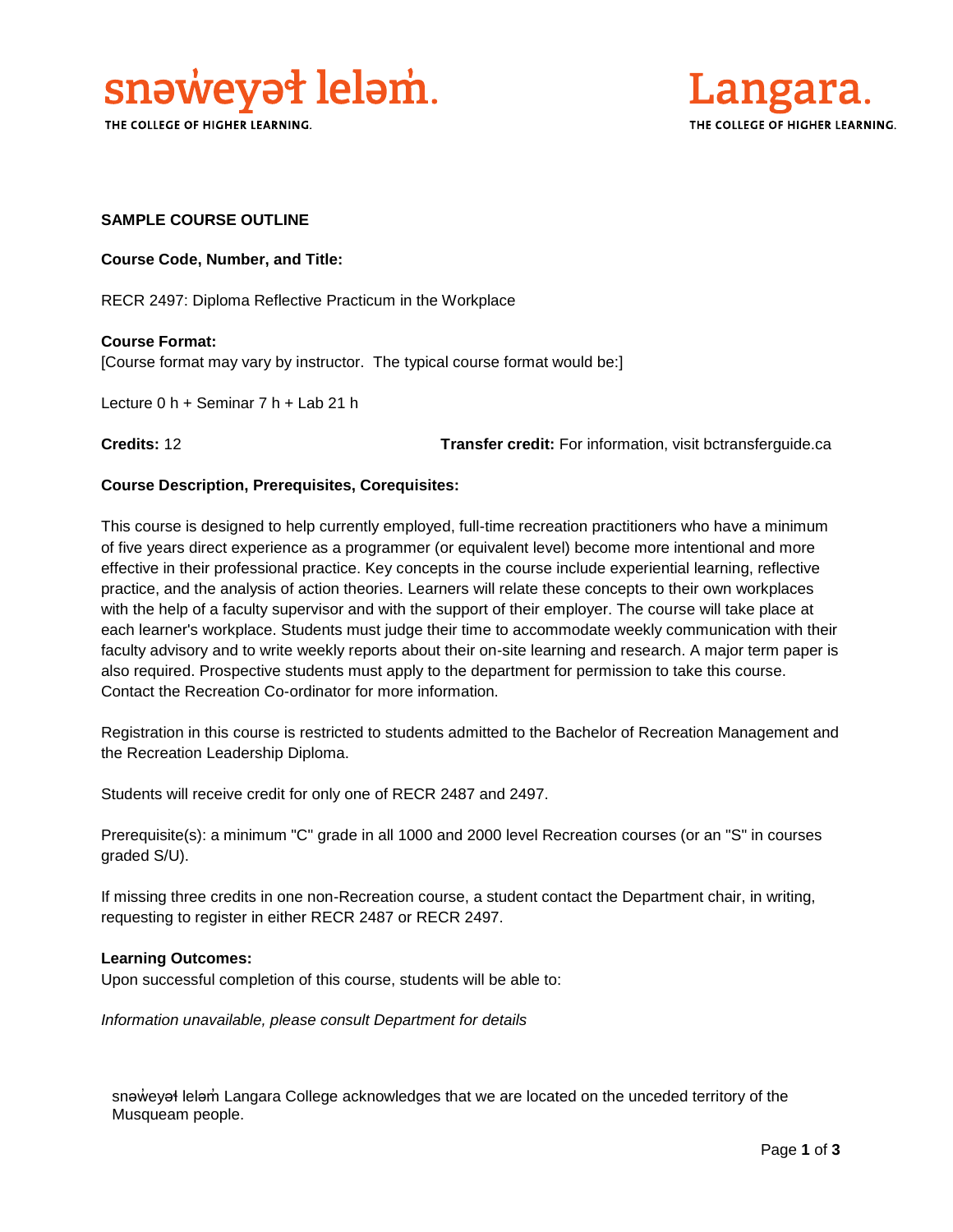snəw̓eyəɬ leləm̓.

THE COLLEGE OF HIGHER LEARNING.

Langara.

THE COLLEGE OF HIGHER LEARNING.

**SAMPLE COURSE OUTLINE**

**Course Code, Number, and Title:**

RECR 2497: Diploma Reflective Practicum in the Workplace

**Course Format:**
[Course format may vary by instructor. The typical course format would be:]

Lecture 0 h + Seminar 7 h + Lab 21 h

**Credits:** 12

**Transfer credit:** For information, visit bctransferguide.ca

**Course Description, Prerequisites, Corequisites:**

This course is designed to help currently employed, full-time recreation practitioners who have a minimum of five years direct experience as a programmer (or equivalent level) become more intentional and more effective in their professional practice. Key concepts in the course include experiential learning, reflective practice, and the analysis of action theories. Learners will relate these concepts to their own workplaces with the help of a faculty supervisor and with the support of their employer. The course will take place at each learner's workplace. Students must judge their time to accommodate weekly communication with their faculty advisory and to write weekly reports about their on-site learning and research. A major term paper is also required. Prospective students must apply to the department for permission to take this course. Contact the Recreation Co-ordinator for more information.

Registration in this course is restricted to students admitted to the Bachelor of Recreation Management and the Recreation Leadership Diploma.

Students will receive credit for only one of RECR 2487 and 2497.

Prerequisite(s): a minimum "C" grade in all 1000 and 2000 level Recreation courses (or an "S" in courses graded S/U).

If missing three credits in one non-Recreation course, a student contact the Department chair, in writing, requesting to register in either RECR 2487 or RECR 2497.

**Learning Outcomes:**
Upon successful completion of this course, students will be able to:

*Information unavailable, please consult Department for details*

snəw̓eyəɬ leləm̓ Langara College acknowledges that we are located on the unceded territory of the Musqueam people.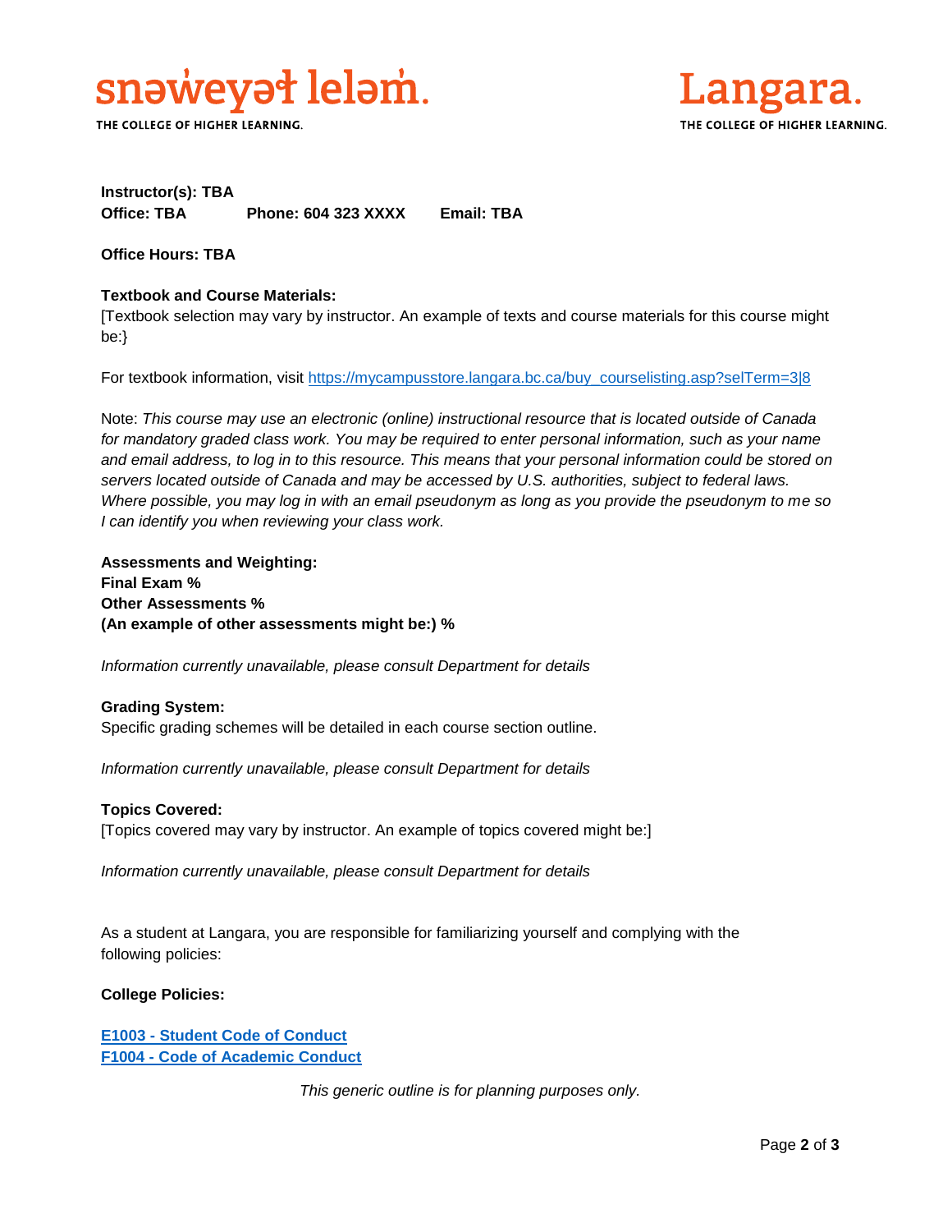**Instructor(s): TBA**
**Office: TBA** **Phone: 604 323 XXXX** **Email: TBA**

**Office Hours: TBA**

**Textbook and Course Materials:**
[Textbook selection may vary by instructor. An example of texts and course materials for this course might be:}

For textbook information, visit [https://mycampusstore.langara.bc.ca/buy_courselisting.asp?selTerm=3|8](https://mycampusstore.langara.bc.ca/buy_courselisting.asp?selTerm=3|8)

Note: *This course may use an electronic (online) instructional resource that is located outside of Canada for mandatory graded class work. You may be required to enter personal information, such as your name and email address, to log in to this resource. This means that your personal information could be stored on servers located outside of Canada and may be accessed by U.S. authorities, subject to federal laws. Where possible, you may log in with an email pseudonym as long as you provide the pseudonym to me so I can identify you when reviewing your class work.*

**Assessments and Weighting:**
**Final Exam %**
**Other Assessments %**
**(An example of other assessments might be:) %**

*Information currently unavailable, please consult Department for details*

**Grading System:**
Specific grading schemes will be detailed in each course section outline.

*Information currently unavailable, please consult Department for details*

**Topics Covered:**
[Topics covered may vary by instructor. An example of topics covered might be:]

*Information currently unavailable, please consult Department for details*

As a student at Langara, you are responsible for familiarizing yourself and complying with the following policies:

**College Policies:**

**[E1003 - Student Code of Conduct](E1003 - Student Code of Conduct)**
**[F1004 - Code of Academic Conduct](F1004 - Code of Academic Conduct)**

*This generic outline is for planning purposes only.*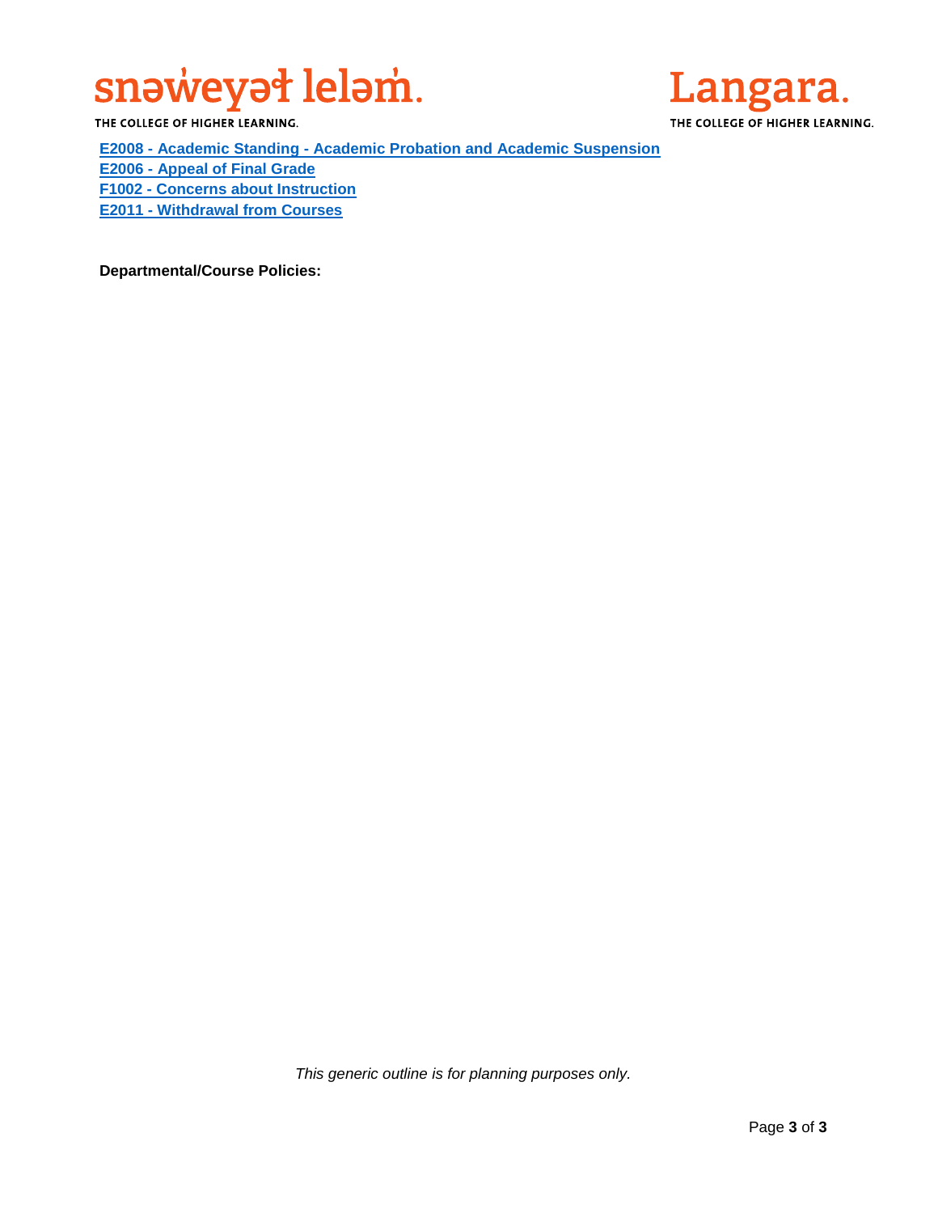**E2008 - Academic Standing - Academic Probation and Academic Suspension**
**E2006 - Appeal of Final Grade**
**F1002 - Concerns about Instruction**
**E2011 - Withdrawal from Courses**

**Departmental/Course Policies:**

*This generic outline is for planning purposes only.*